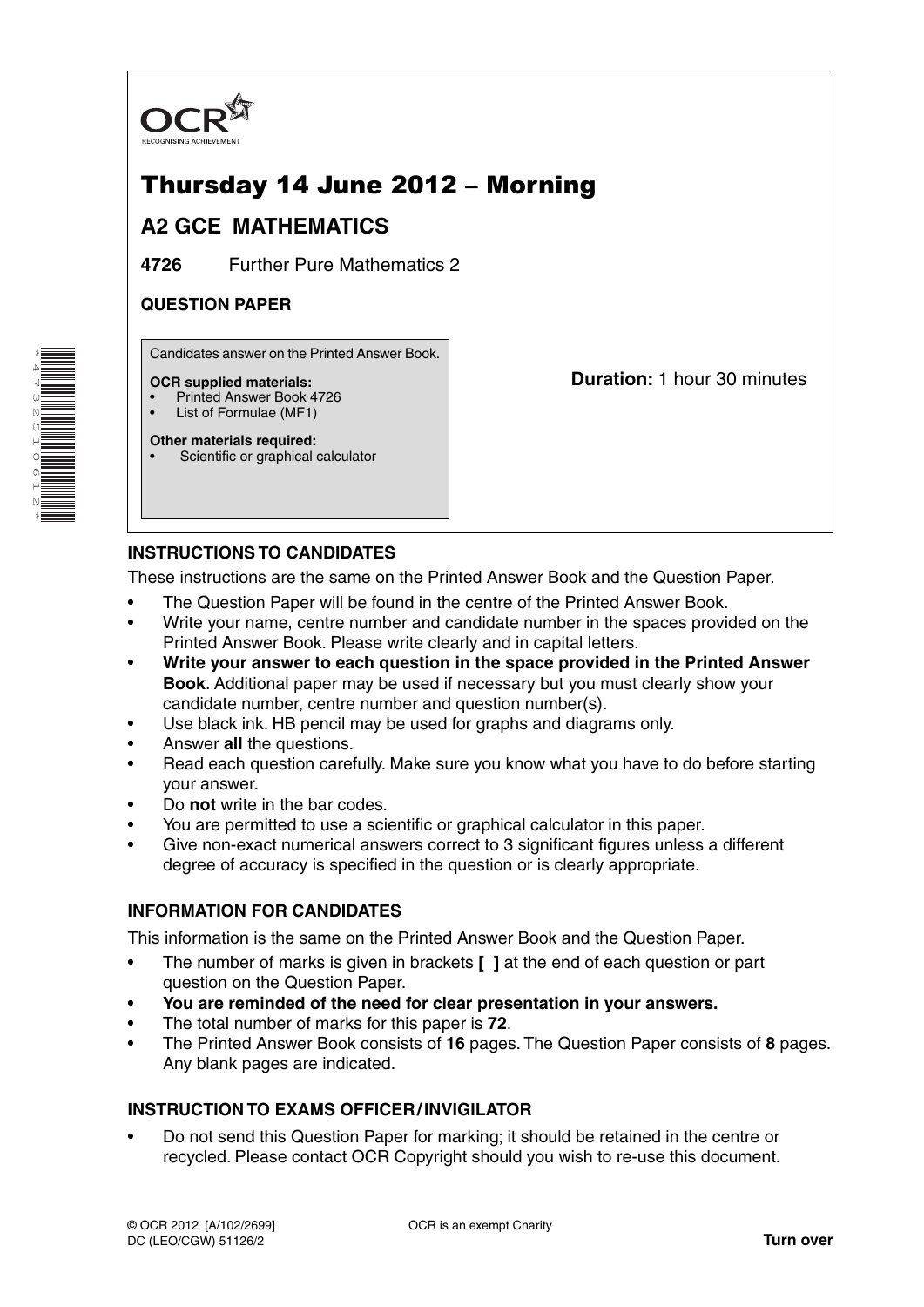OCR
RECOGNISING ACHIEVEMENT

# Thursday 14 June 2012 – Morning

## A2 GCE MATHEMATICS

**4726** Further Pure Mathematics 2

**QUESTION PAPER**

Candidates answer on the Printed Answer Book.

**OCR supplied materials:**
- Printed Answer Book 4726
- List of Formulae (MF1)

**Other materials required:**
- Scientific or graphical calculator

**Duration:** 1 hour 30 minutes

### INSTRUCTIONS TO CANDIDATES

These instructions are the same on the Printed Answer Book and the Question Paper.

- The Question Paper will be found in the centre of the Printed Answer Book.
- Write your name, centre number and candidate number in the spaces provided on the Printed Answer Book. Please write clearly and in capital letters.
- **Write your answer to each question in the space provided in the Printed Answer Book**. Additional paper may be used if necessary but you must clearly show your candidate number, centre number and question number(s).
- Use black ink. HB pencil may be used for graphs and diagrams only.
- Answer **all** the questions.
- Read each question carefully. Make sure you know what you have to do before starting your answer.
- Do **not** write in the bar codes.
- You are permitted to use a scientific or graphical calculator in this paper.
- Give non-exact numerical answers correct to 3 significant figures unless a different degree of accuracy is specified in the question or is clearly appropriate.

### INFORMATION FOR CANDIDATES

This information is the same on the Printed Answer Book and the Question Paper.

- The number of marks is given in brackets **[ ]** at the end of each question or part question on the Question Paper.
- **You are reminded of the need for clear presentation in your answers.**
- The total number of marks for this paper is **72**.
- The Printed Answer Book consists of **16** pages. The Question Paper consists of **8** pages. Any blank pages are indicated.

### INSTRUCTION TO EXAMS OFFICER / INVIGILATOR

- Do not send this Question Paper for marking; it should be retained in the centre or recycled. Please contact OCR Copyright should you wish to re-use this document.

© OCR 2012 [A/102/2699]
DC (LEO/CGW) 51126/2

OCR is an exempt Charity

**Turn over**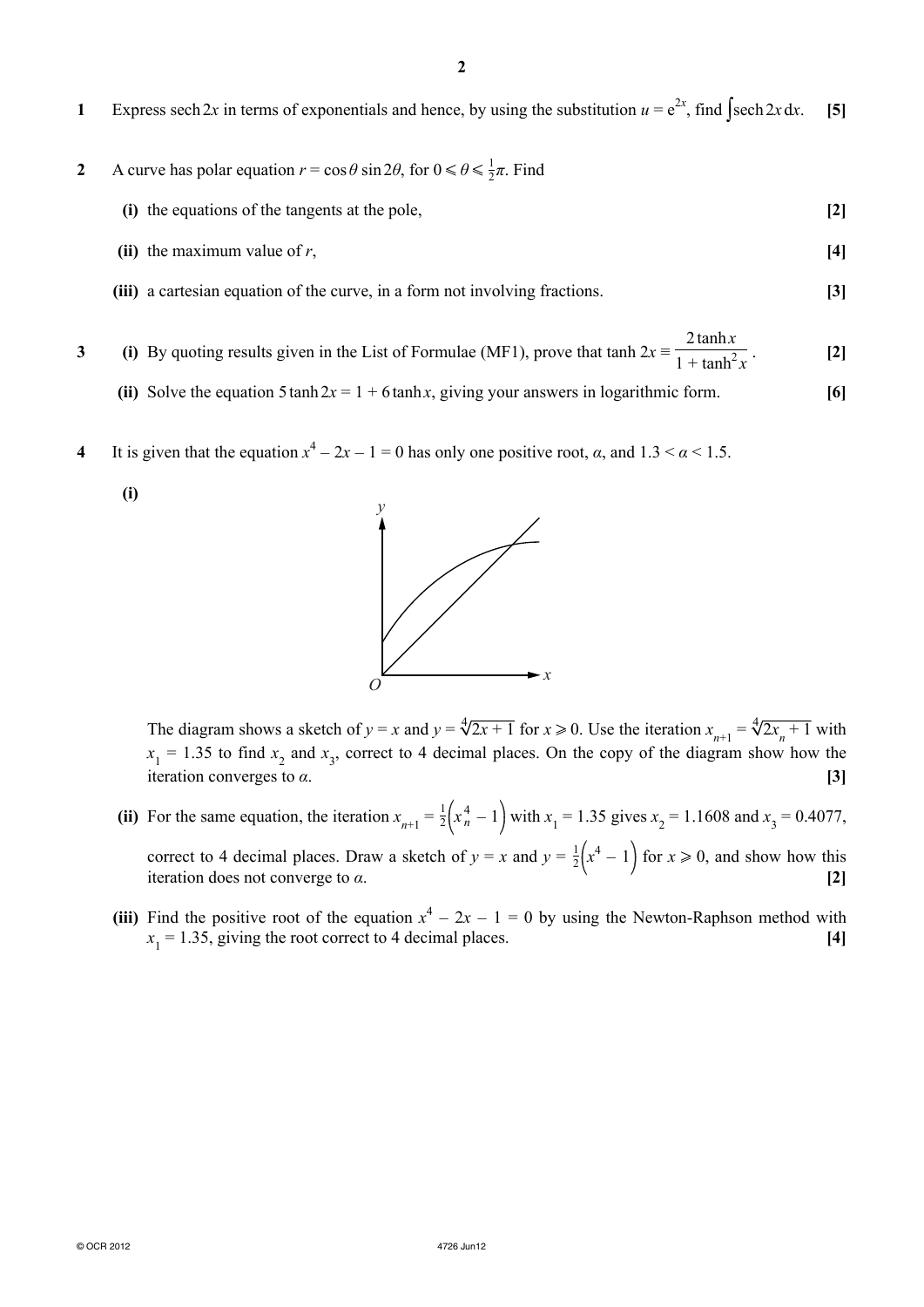**1** Express $\operatorname{sech} 2x$ in terms of exponentials and hence, by using the substitution $u = e^{2x}$, find $\int \operatorname{sech} 2x \, dx$. **[5]**

**2** A curve has polar equation $r = \cos\theta \sin 2\theta$, for $0 \leqslant \theta \leqslant \frac{1}{2}\pi$. Find

**(i)** the equations of the tangents at the pole, **[2]**

**(ii)** the maximum value of $r$, **[4]**

**(iii)** a cartesian equation of the curve, in a form not involving fractions. **[3]**

**3** **(i)** By quoting results given in the List of Formulae (MF1), prove that $\tanh 2x \equiv \dfrac{2\tanh x}{1 + \tanh^2 x}$. **[2]**

**(ii)** Solve the equation $5\tanh 2x = 1 + 6\tanh x$, giving your answers in logarithmic form. **[6]**

**4** It is given that the equation $x^4 - 2x - 1 = 0$ has only one positive root, $\alpha$, and $1.3 < \alpha < 1.5$.

**(i)**

The diagram shows a sketch of $y = x$ and $y = \sqrt[4]{2x+1}$ for $x \geqslant 0$. Use the iteration $x_{n+1} = \sqrt[4]{2x_n + 1}$ with $x_1 = 1.35$ to find $x_2$ and $x_3$, correct to 4 decimal places. On the copy of the diagram show how the iteration converges to $\alpha$. **[3]**

**(ii)** For the same equation, the iteration $x_{n+1} = \frac{1}{2}\left(x_n^4 - 1\right)$ with $x_1 = 1.35$ gives $x_2 = 1.1608$ and $x_3 = 0.4077$, correct to 4 decimal places. Draw a sketch of $y = x$ and $y = \frac{1}{2}\left(x^4 - 1\right)$ for $x \geqslant 0$, and show how this iteration does not converge to $\alpha$. **[2]**

**(iii)** Find the positive root of the equation $x^4 - 2x - 1 = 0$ by using the Newton-Raphson method with $x_1 = 1.35$, giving the root correct to 4 decimal places. **[4]**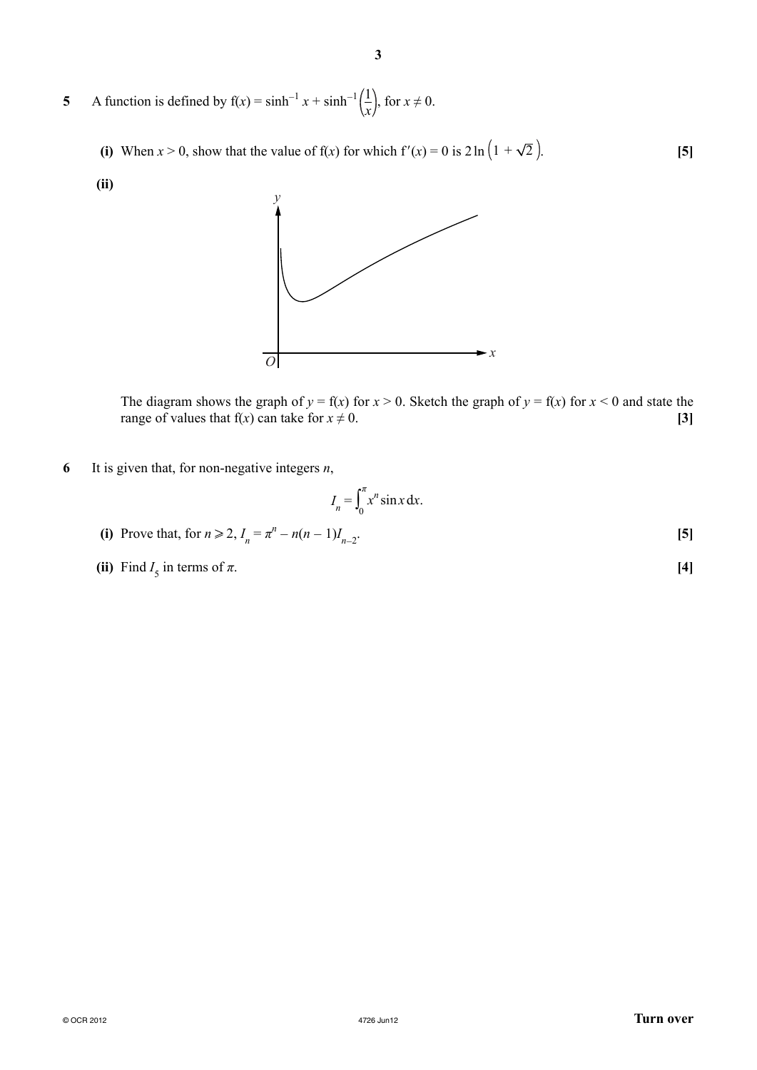**5** A function is defined by $f(x) = \sinh^{-1} x + \sinh^{-1}\left(\frac{1}{x}\right)$, for $x \neq 0$.

**(i)** When $x > 0$, show that the value of $f(x)$ for which $f'(x) = 0$ is $2\ln\left(1 + \sqrt{2}\right)$. **[5]**

**(ii)**

The diagram shows the graph of $y = f(x)$ for $x > 0$. Sketch the graph of $y = f(x)$ for $x < 0$ and state the range of values that $f(x)$ can take for $x \neq 0$. **[3]**

**6** It is given that, for non-negative integers $n$,

$$I_n = \int_0^{\pi} x^n \sin x \, dx.$$

**(i)** Prove that, for $n \geqslant 2$, $I_n = \pi^n - n(n-1)I_{n-2}$. **[5]**

**(ii)** Find $I_5$ in terms of $\pi$. **[4]**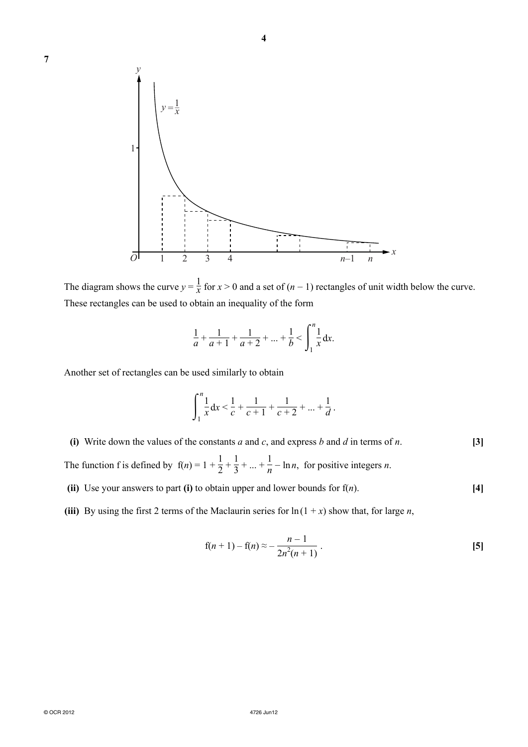**7**

The diagram shows the curve $y = \frac{1}{x}$ for $x > 0$ and a set of $(n-1)$ rectangles of unit width below the curve. These rectangles can be used to obtain an inequality of the form

$$\frac{1}{a} + \frac{1}{a+1} + \frac{1}{a+2} + \ldots + \frac{1}{b} < \int_1^n \frac{1}{x}\,\mathrm{d}x.$$

Another set of rectangles can be used similarly to obtain

$$\int_1^n \frac{1}{x}\,\mathrm{d}x < \frac{1}{c} + \frac{1}{c+1} + \frac{1}{c+2} + \ldots + \frac{1}{d}.$$

**(i)** Write down the values of the constants $a$ and $c$, and express $b$ and $d$ in terms of $n$. **[3]**

The function f is defined by $\mathrm{f}(n) = 1 + \frac{1}{2} + \frac{1}{3} + \ldots + \frac{1}{n} - \ln n$, for positive integers $n$.

**(ii)** Use your answers to part **(i)** to obtain upper and lower bounds for $\mathrm{f}(n)$. **[4]**

**(iii)** By using the first 2 terms of the Maclaurin series for $\ln(1+x)$ show that, for large $n$,

$$\mathrm{f}(n+1) - \mathrm{f}(n) \approx -\frac{n-1}{2n^2(n+1)}.$$ **[5]**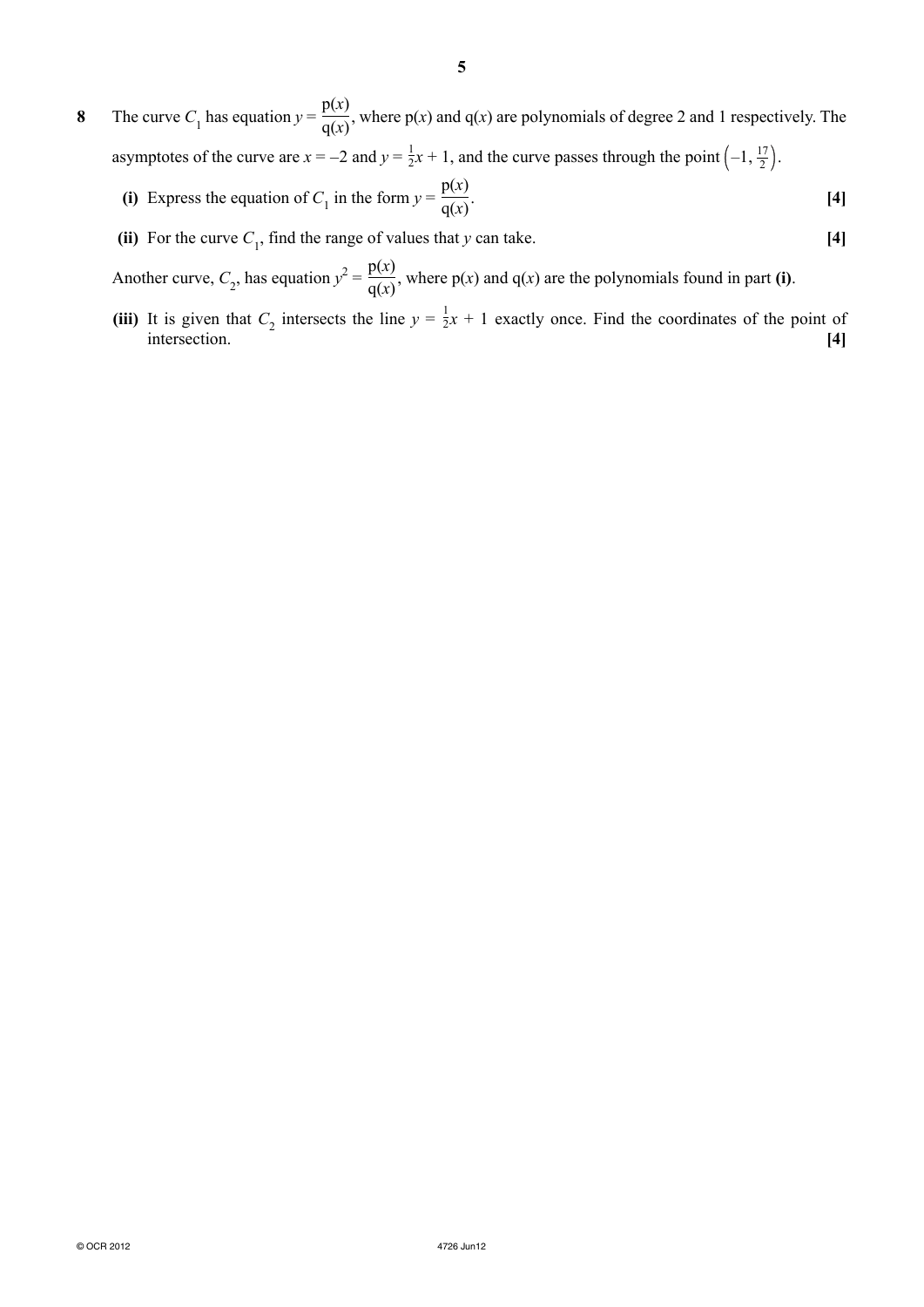**8** The curve $C_1$ has equation $y = \frac{\text{p}(x)}{\text{q}(x)}$, where p($x$) and q($x$) are polynomials of degree 2 and 1 respectively. The asymptotes of the curve are $x = -2$ and $y = \frac{1}{2}x + 1$, and the curve passes through the point $\left(-1, \frac{17}{2}\right)$.

**(i)** Express the equation of $C_1$ in the form $y = \frac{\text{p}(x)}{\text{q}(x)}$. **[4]**

**(ii)** For the curve $C_1$, find the range of values that $y$ can take. **[4]**

Another curve, $C_2$, has equation $y^2 = \frac{\text{p}(x)}{\text{q}(x)}$, where p($x$) and q($x$) are the polynomials found in part **(i)**.

**(iii)** It is given that $C_2$ intersects the line $y = \frac{1}{2}x + 1$ exactly once. Find the coordinates of the point of intersection. **[4]**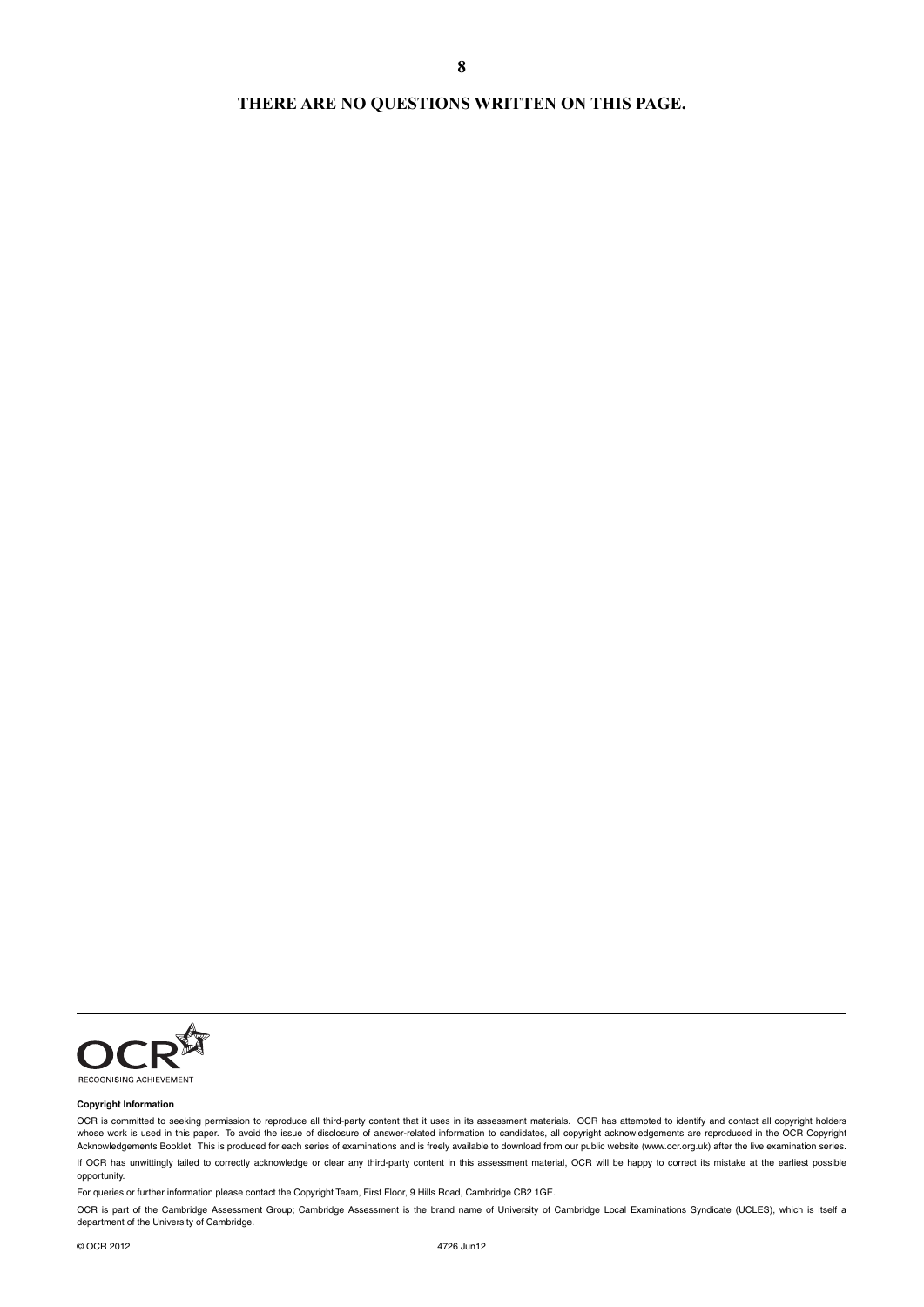**THERE ARE NO QUESTIONS WRITTEN ON THIS PAGE.**

OCR

RECOGNISING ACHIEVEMENT

**Copyright Information**

OCR is committed to seeking permission to reproduce all third-party content that it uses in its assessment materials. OCR has attempted to identify and contact all copyright holders whose work is used in this paper. To avoid the issue of disclosure of answer-related information to candidates, all copyright acknowledgements are reproduced in the OCR Copyright Acknowledgements Booklet. This is produced for each series of examinations and is freely available to download from our public website (www.ocr.org.uk) after the live examination series.

If OCR has unwittingly failed to correctly acknowledge or clear any third-party content in this assessment material, OCR will be happy to correct its mistake at the earliest possible opportunity.

For queries or further information please contact the Copyright Team, First Floor, 9 Hills Road, Cambridge CB2 1GE.

OCR is part of the Cambridge Assessment Group; Cambridge Assessment is the brand name of University of Cambridge Local Examinations Syndicate (UCLES), which is itself a department of the University of Cambridge.

© OCR 2012 4726 Jun12